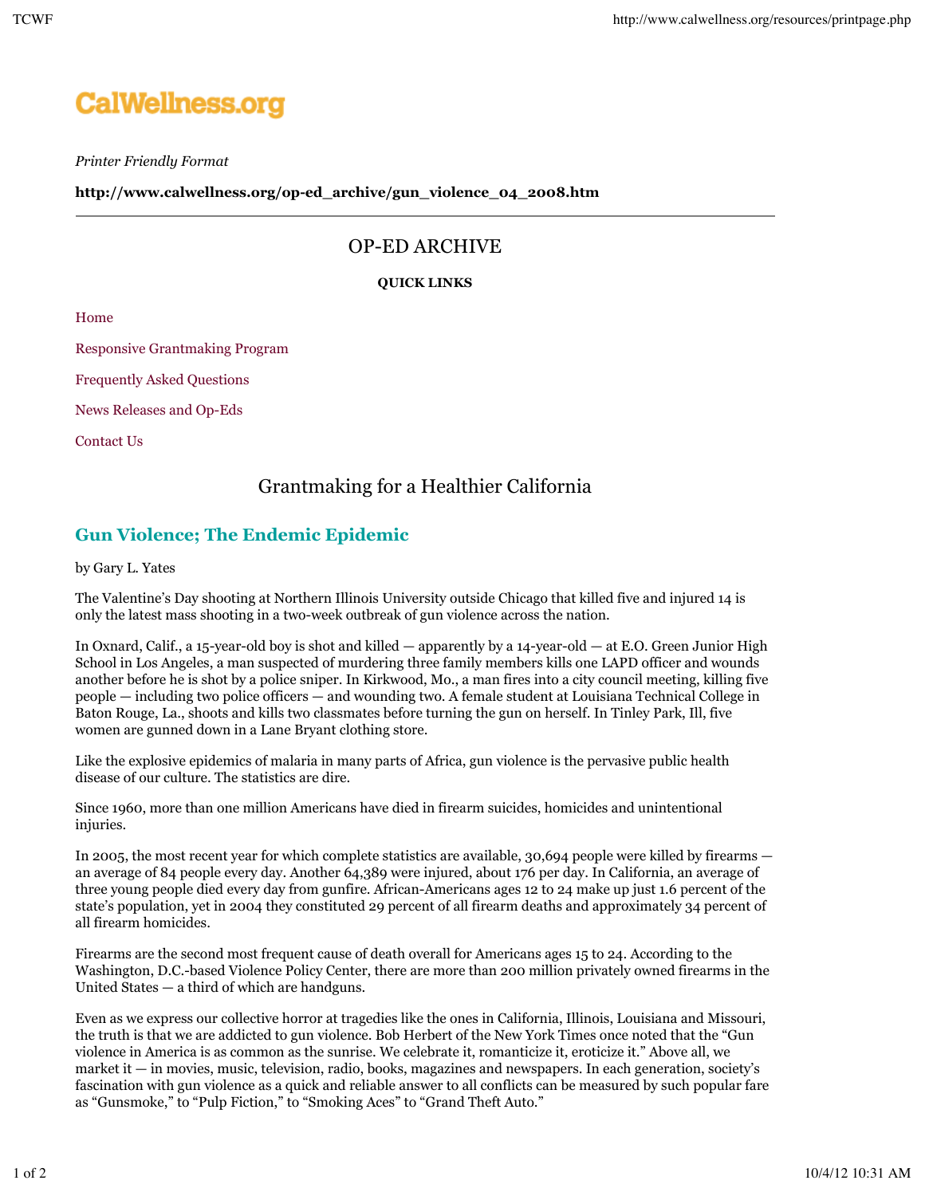CalWellness.org

*Printer Friendly Format*

**http://www.calwellness.org/op-ed_archive/gun_violence_04_2008.htm**

---

# OP-ED ARCHIVE

**QUICK LINKS**

Home

Responsive Grantmaking Program

Frequently Asked Questions

News Releases and Op-Eds

Contact Us

## Grantmaking for a Healthier California

## Gun Violence; The Endemic Epidemic

by Gary L. Yates

The Valentine's Day shooting at Northern Illinois University outside Chicago that killed five and injured 14 is only the latest mass shooting in a two-week outbreak of gun violence across the nation.

In Oxnard, Calif., a 15-year-old boy is shot and killed — apparently by a 14-year-old — at E.O. Green Junior High School in Los Angeles, a man suspected of murdering three family members kills one LAPD officer and wounds another before he is shot by a police sniper. In Kirkwood, Mo., a man fires into a city council meeting, killing five people — including two police officers — and wounding two. A female student at Louisiana Technical College in Baton Rouge, La., shoots and kills two classmates before turning the gun on herself. In Tinley Park, Ill, five women are gunned down in a Lane Bryant clothing store.

Like the explosive epidemics of malaria in many parts of Africa, gun violence is the pervasive public health disease of our culture. The statistics are dire.

Since 1960, more than one million Americans have died in firearm suicides, homicides and unintentional injuries.

In 2005, the most recent year for which complete statistics are available, 30,694 people were killed by firearms — an average of 84 people every day. Another 64,389 were injured, about 176 per day. In California, an average of three young people died every day from gunfire. African-Americans ages 12 to 24 make up just 1.6 percent of the state's population, yet in 2004 they constituted 29 percent of all firearm deaths and approximately 34 percent of all firearm homicides.

Firearms are the second most frequent cause of death overall for Americans ages 15 to 24. According to the Washington, D.C.-based Violence Policy Center, there are more than 200 million privately owned firearms in the United States — a third of which are handguns.

Even as we express our collective horror at tragedies like the ones in California, Illinois, Louisiana and Missouri, the truth is that we are addicted to gun violence. Bob Herbert of the New York Times once noted that the "Gun violence in America is as common as the sunrise. We celebrate it, romanticize it, eroticize it." Above all, we market it — in movies, music, television, radio, books, magazines and newspapers. In each generation, society's fascination with gun violence as a quick and reliable answer to all conflicts can be measured by such popular fare as "Gunsmoke," to "Pulp Fiction," to "Smoking Aces" to "Grand Theft Auto."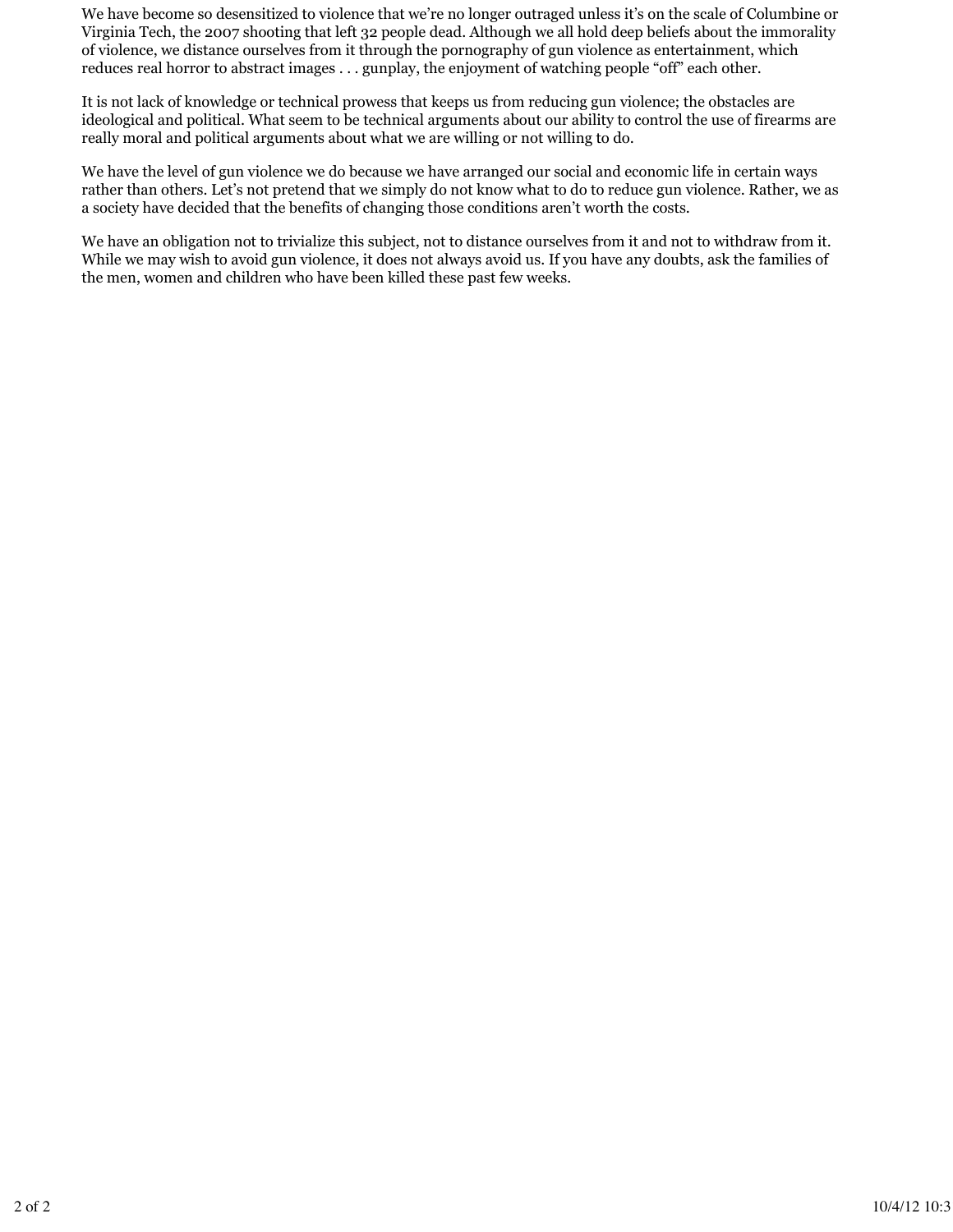We have become so desensitized to violence that we're no longer outraged unless it's on the scale of Columbine or Virginia Tech, the 2007 shooting that left 32 people dead. Although we all hold deep beliefs about the immorality of violence, we distance ourselves from it through the pornography of gun violence as entertainment, which reduces real horror to abstract images . . . gunplay, the enjoyment of watching people "off" each other.

It is not lack of knowledge or technical prowess that keeps us from reducing gun violence; the obstacles are ideological and political. What seem to be technical arguments about our ability to control the use of firearms are really moral and political arguments about what we are willing or not willing to do.

We have the level of gun violence we do because we have arranged our social and economic life in certain ways rather than others. Let's not pretend that we simply do not know what to do to reduce gun violence. Rather, we as a society have decided that the benefits of changing those conditions aren't worth the costs.

We have an obligation not to trivialize this subject, not to distance ourselves from it and not to withdraw from it. While we may wish to avoid gun violence, it does not always avoid us. If you have any doubts, ask the families of the men, women and children who have been killed these past few weeks.